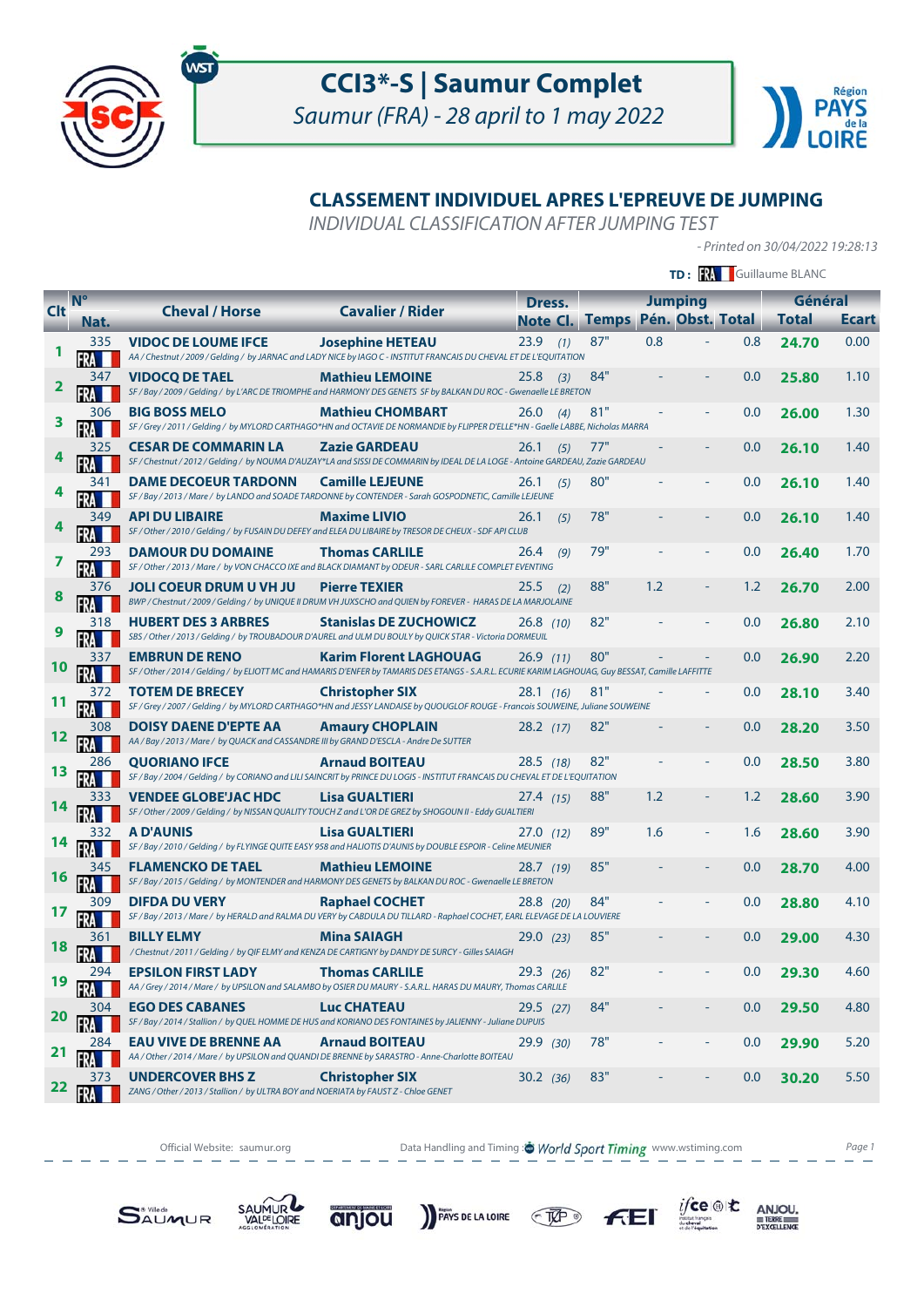# CCI3*-S | Saumur Complet

*Saumur (FRA) - 28 april to 1 may 2022*

## CLASSEMENT INDIVIDUEL APRES L'EPREUVE DE JUMPING

*INDIVIDUAL CLASSIFICATION AFTER JUMPING TEST*

*- Printed on 30/04/2022 19:28:13*

**TD :** FRA Guillaume BLANC

| Clt | N° Nat. | Cheval / Horse | Cavalier / Rider | Dress. Note | Dress. Cl. | Jumping Temps | Jumping Pén. | Jumping Obst. | Jumping Total | Général Total | Général Ecart |
|---|---|---|---|---|---|---|---|---|---|---|---|
| 1 | 335 FRA | **VIDOC DE LOUME IFCE**<br>*AA / Chestnut / 2009 / Gelding / by JARNAC and LADY NICE by IAGO C - INSTITUT FRANCAIS DU CHEVAL ET DE L'EQUITATION* | **Josephine HETEAU** | 23.9 | (1) | 87" | 0.8 | - | 0.8 | **24.70** | 0.00 |
| 2 | 347 FRA | **VIDOCQ DE TAEL**<br>*SF / Bay / 2009 / Gelding / by L'ARC DE TRIOMPHE and HARMONY DES GENETS SF by BALKAN DU ROC - Gwenaelle LE BRETON* | **Mathieu LEMOINE** | 25.8 | (3) | 84" | - | - | 0.0 | **25.80** | 1.10 |
| 3 | 306 FRA | **BIG BOSS MELO**<br>*SF / Grey / 2011 / Gelding / by MYLORD CARTHAGO\*HN and OCTAVIE DE NORMANDIE by FLIPPER D'ELLE\*HN - Gaelle LABBE, Nicholas MARRA* | **Mathieu CHOMBART** | 26.0 | (4) | 81" | - | - | 0.0 | **26.00** | 1.30 |
| 4 | 325 FRA | **CESAR DE COMMARIN LA**<br>*SF / Chestnut / 2012 / Gelding / by NOUMA D'AUZAY\*LA and SISSI DE COMMARIN by IDEAL DE LA LOGE - Antoine GARDEAU, Zazie GARDEAU* | **Zazie GARDEAU** | 26.1 | (5) | 77" | - | - | 0.0 | **26.10** | 1.40 |
| 4 | 341 FRA | **DAME DECOEUR TARDONN**<br>*SF / Bay / 2013 / Mare / by LANDO and SOADE TARDONNE by CONTENDER - Sarah GOSPODNETIC, Camille LEJEUNE* | **Camille LEJEUNE** | 26.1 | (5) | 80" | - | - | 0.0 | **26.10** | 1.40 |
| 4 | 349 FRA | **API DU LIBAIRE**<br>*SF / Other / 2010 / Gelding / by FUSAIN DU DEFEY and ELEA DU LIBAIRE by TRESOR DE CHEUX - SDF API CLUB* | **Maxime LIVIO** | 26.1 | (5) | 78" | - | - | 0.0 | **26.10** | 1.40 |
| 7 | 293 FRA | **DAMOUR DU DOMAINE**<br>*SF / Other / 2013 / Mare / by VON CHACCO IXE and BLACK DIAMANT by ODEUR - SARL CARLILE COMPLET EVENTING* | **Thomas CARLILE** | 26.4 | (9) | 79" | - | - | 0.0 | **26.40** | 1.70 |
| 8 | 376 FRA | **JOLI COEUR DRUM U VH JU**<br>*BWP / Chestnut / 2009 / Gelding / by UNIQUE II DRUM VH JUXSCHO and QUIEN by FOREVER - HARAS DE LA MARJOLAINE* | **Pierre TEXIER** | 25.5 | (2) | 88" | 1.2 | - | 1.2 | **26.70** | 2.00 |
| 9 | 318 FRA | **HUBERT DES 3 ARBRES**<br>*SBS / Other / 2013 / Gelding / by TROUBADOUR D'AUREL and ULM DU BOULY by QUICK STAR - Victoria DORMEUIL* | **Stanislas DE ZUCHOWICZ** | 26.8 | (10) | 82" | - | - | 0.0 | **26.80** | 2.10 |
| 10 | 337 FRA | **EMBRUN DE RENO**<br>*SF / Other / 2014 / Gelding / by ELIOTT MC and HAMARIS D'ENFER by TAMARIS DES ETANGS - S.A.R.L. ECURIE KARIM LAGHOUAG, Guy BESSAT, Camille LAFFITTE* | **Karim Florent LAGHOUAG** | 26.9 | (11) | 80" | - | - | 0.0 | **26.90** | 2.20 |
| 11 | 372 FRA | **TOTEM DE BRECEY**<br>*SF / Grey / 2007 / Gelding / by MYLORD CARTHAGO\*HN and JESSY LANDAISE by QUOUGLOF ROUGE - Francois SOUWEINE, Juliane SOUWEINE* | **Christopher SIX** | 28.1 | (16) | 81" | - | - | 0.0 | **28.10** | 3.40 |
| 12 | 308 FRA | **DOISY DAENE D'EPTE AA**<br>*AA / Bay / 2013 / Mare / by QUACK and CASSANDRE III by GRAND D'ESCLA - Andre De SUTTER* | **Amaury CHOPLAIN** | 28.2 | (17) | 82" | - | - | 0.0 | **28.20** | 3.50 |
| 13 | 286 FRA | **QUORIANO IFCE**<br>*SF / Bay / 2004 / Gelding / by CORIANO and LILI SAINCRIT by PRINCE DU LOGIS - INSTITUT FRANCAIS DU CHEVAL ET DE L'EQUITATION* | **Arnaud BOITEAU** | 28.5 | (18) | 82" | - | - | 0.0 | **28.50** | 3.80 |
| 14 | 333 FRA | **VENDEE GLOBE'JAC HDC**<br>*SF / Other / 2009 / Gelding / by NISSAN QUALITY TOUCH Z and L'OR DE GREZ by SHOGOUN II - Eddy GUALTIERI* | **Lisa GUALTIERI** | 27.4 | (15) | 88" | 1.2 | - | 1.2 | **28.60** | 3.90 |
| 14 | 332 FRA | **A D'AUNIS**<br>*SF / Bay / 2010 / Gelding / by FLYINGE QUITE EASY 958 and HALIOTIS D'AUNIS by DOUBLE ESPOIR - Celine MEUNIER* | **Lisa GUALTIERI** | 27.0 | (12) | 89" | 1.6 | - | 1.6 | **28.60** | 3.90 |
| 16 | 345 FRA | **FLAMENCKO DE TAEL**<br>*SF / Bay / 2015 / Gelding / by MONTENDER and HARMONY DES GENETS by BALKAN DU ROC - Gwenaelle LE BRETON* | **Mathieu LEMOINE** | 28.7 | (19) | 85" | - | - | 0.0 | **28.70** | 4.00 |
| 17 | 309 FRA | **DIFDA DU VERY**<br>*SF / Bay / 2013 / Mare / by HERALD and RALMA DU VERY by CABDULA DU TILLARD - Raphael COCHET, EARL ELEVAGE DE LA LOUVIERE* | **Raphael COCHET** | 28.8 | (20) | 84" | - | - | 0.0 | **28.80** | 4.10 |
| 18 | 361 FRA | **BILLY ELMY**<br>*/ Chestnut / 2011 / Gelding / by QIF ELMY and KENZA DE CARTIGNY by DANDY DE SURCY - Gilles SAIAGH* | **Mina SAIAGH** | 29.0 | (23) | 85" | - | - | 0.0 | **29.00** | 4.30 |
| 19 | 294 FRA | **EPSILON FIRST LADY**<br>*AA / Grey / 2014 / Mare / by UPSILON and SALAMBO by OSIER DU MAURY - S.A.R.L. HARAS DU MAURY, Thomas CARLILE* | **Thomas CARLILE** | 29.3 | (26) | 82" | - | - | 0.0 | **29.30** | 4.60 |
| 20 | 304 FRA | **EGO DES CABANES**<br>*SF / Bay / 2014 / Stallion / by QUEL HOMME DE HUS and KORIANO DES FONTAINES by JALIENNY - Juliane DUPUIS* | **Luc CHATEAU** | 29.5 | (27) | 84" | - | - | 0.0 | **29.50** | 4.80 |
| 21 | 284 FRA | **EAU VIVE DE BRENNE AA**<br>*AA / Other / 2014 / Mare / by UPSILON and QUANDI DE BRENNE by SARASTRO - Anne-Charlotte BOITEAU* | **Arnaud BOITEAU** | 29.9 | (30) | 78" | - | - | 0.0 | **29.90** | 5.20 |
| 22 | 373 FRA | **UNDERCOVER BHS Z**<br>*ZANG / Other / 2013 / Stallion / by ULTRA BOY and NOERIATA by FAUST Z - Chloe GENET* | **Christopher SIX** | 30.2 | (36) | 83" | - | - | 0.0 | **30.20** | 5.50 |

Official Website: saumur.org — Data Handling and Timing : World Sport Timing www.wstiming.com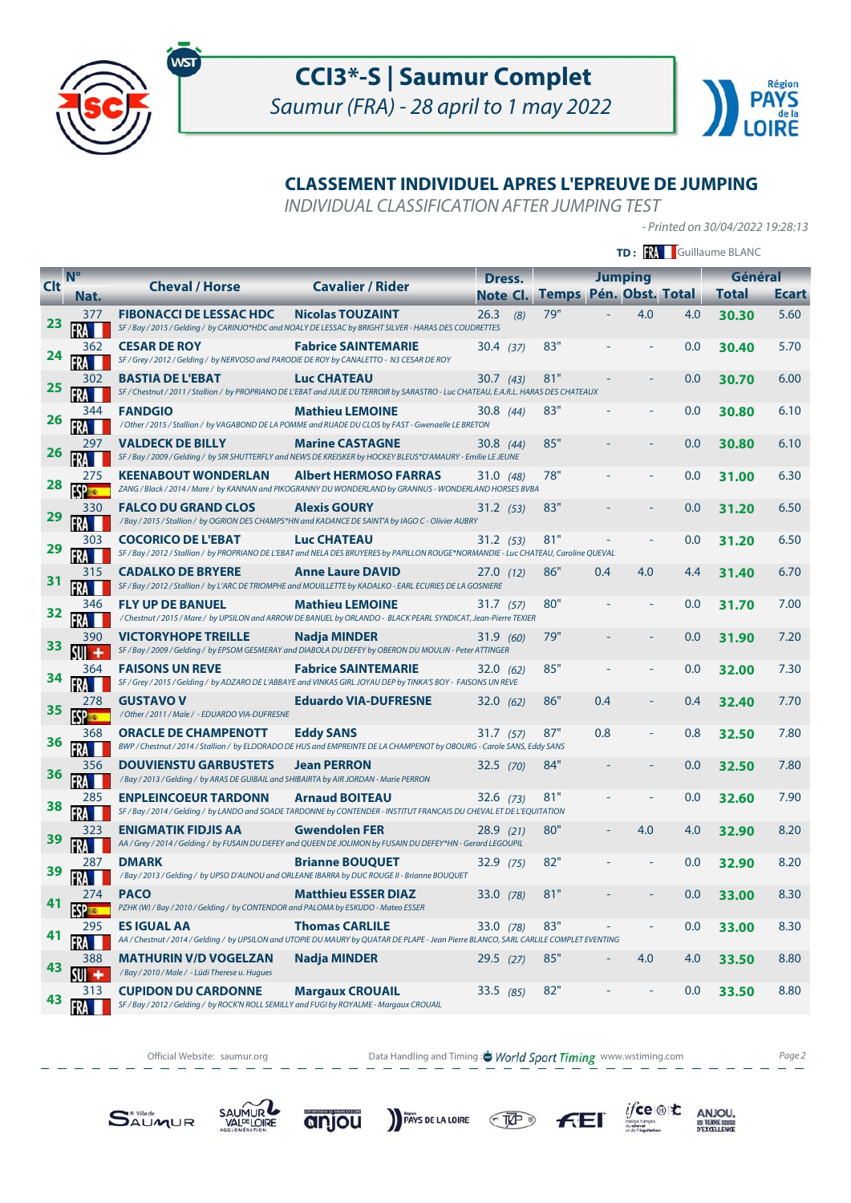# CCI3*-S | Saumur Complet

*Saumur (FRA) - 28 april to 1 may 2022*

## CLASSEMENT INDIVIDUEL APRES L'EPREUVE DE JUMPING

*INDIVIDUAL CLASSIFICATION AFTER JUMPING TEST*

*- Printed on 30/04/2022 19:28:13*

**TD :** FRA Guillaume BLANC

| Clt | N° Nat. | Cheval / Horse | Cavalier / Rider | Dress. Note | Dress. Cl. | Jumping Temps | Jumping Pén. | Jumping Obst. | Jumping Total | Général Total | Général Ecart |
|---|---|---|---|---|---|---|---|---|---|---|---|
| 23 | 377 FRA | **FIBONACCI DE LESSAC HDC**<br>*SF / Bay / 2015 / Gelding / by CARINJO*HDC and NOALY DE LESSAC by BRIGHT SILVER - HARAS DES COUDRETTES* | **Nicolas TOUZAINT** | 26.3 | (8) | 79" | - | 4.0 | 4.0 | **30.30** | 5.60 |
| 24 | 362 FRA | **CESAR DE ROY**<br>*SF / Grey / 2012 / Gelding / by NERVOSO and PARODIE DE ROY by CANALETTO - N3 CESAR DE ROY* | **Fabrice SAINTEMARIE** | 30.4 | (37) | 83" | - | - | 0.0 | **30.40** | 5.70 |
| 25 | 302 FRA | **BASTIA DE L'EBAT**<br>*SF / Chestnut / 2011 / Stallion / by PROPRIANO DE L'EBAT and JULIE DU TERROIR by SARASTRO - Luc CHATEAU, E.A.R.L. HARAS DES CHATEAUX* | **Luc CHATEAU** | 30.7 | (43) | 81" | - | - | 0.0 | **30.70** | 6.00 |
| 26 | 344 FRA | **FANDGIO**<br>*/ Other / 2015 / Stallion / by VAGABOND DE LA POMME and RUADE DU CLOS by FAST - Gwenaelle LE BRETON* | **Mathieu LEMOINE** | 30.8 | (44) | 83" | - | - | 0.0 | **30.80** | 6.10 |
| 26 | 297 FRA | **VALDECK DE BILLY**<br>*SF / Bay / 2009 / Gelding / by SIR SHUTTERFLY and NEWS DE KREISKER by HOCKEY BLEUS*D'AMAURY - Emilie LE JEUNE* | **Marine CASTAGNE** | 30.8 | (44) | 85" | - | - | 0.0 | **30.80** | 6.10 |
| 28 | 275 ESP | **KEENABOUT WONDERLAN**<br>*ZANG / Black / 2014 / Mare / by KANNAN and PIKOGRANNY DU WONDERLAND by GRANNUS - WONDERLAND HORSES BVBA* | **Albert HERMOSO FARRAS** | 31.0 | (48) | 78" | - | - | 0.0 | **31.00** | 6.30 |
| 29 | 330 FRA | **FALCO DU GRAND CLOS**<br>*/ Bay / 2015 / Stallion / by OGRION DES CHAMPS*HN and KADANCE DE SAINT'A by IAGO C - Olivier AUBRY* | **Alexis GOURY** | 31.2 | (53) | 83" | - | - | 0.0 | **31.20** | 6.50 |
| 29 | 303 FRA | **COCORICO DE L'EBAT**<br>*SF / Bay / 2012 / Stallion / by PROPRIANO DE L'EBAT and NELA DES BRUYERES by PAPILLON ROUGE*NORMANDIE - Luc CHATEAU, Caroline QUEVAL* | **Luc CHATEAU** | 31.2 | (53) | 81" | - | - | 0.0 | **31.20** | 6.50 |
| 31 | 315 FRA | **CADALKO DE BRYERE**<br>*SF / Bay / 2012 / Stallion / by L'ARC DE TRIOMPHE and MOUILLETTE by KADALKO - EARL ECURIES DE LA GOSNIERE* | **Anne Laure DAVID** | 27.0 | (12) | 86" | 0.4 | 4.0 | 4.4 | **31.40** | 6.70 |
| 32 | 346 FRA | **FLY UP DE BANUEL**<br>*/ Chestnut / 2015 / Mare / by UPSILON and ARROW DE BANUEL by ORLANDO - BLACK PEARL SYNDICAT, Jean-Pierre TEXIER* | **Mathieu LEMOINE** | 31.7 | (57) | 80" | - | - | 0.0 | **31.70** | 7.00 |
| 33 | 390 SUI | **VICTORYHOPE TREILLE**<br>*SF / Bay / 2009 / Gelding / by EPSOM GESMERAY and DIABOLA DU DEFEY by OBERON DU MOULIN - Peter ATTINGER* | **Nadja MINDER** | 31.9 | (60) | 79" | - | - | 0.0 | **31.90** | 7.20 |
| 34 | 364 FRA | **FAISONS UN REVE**<br>*SF / Grey / 2015 / Gelding / by ADZARO DE L'ABBAYE and VINKAS GIRL JOYAU DEP by TINKA'S BOY - FAISONS UN REVE* | **Fabrice SAINTEMARIE** | 32.0 | (62) | 85" | - | - | 0.0 | **32.00** | 7.30 |
| 35 | 278 ESP | **GUSTAVO V**<br>*/ Other / 2011 / Male / - EDUARDO VIA-DUFRESNE* | **Eduardo VIA-DUFRESNE** | 32.0 | (62) | 86" | 0.4 | - | 0.4 | **32.40** | 7.70 |
| 36 | 368 FRA | **ORACLE DE CHAMPENOTT**<br>*BWP / Chestnut / 2014 / Stallion / by ELDORADO DE HUS and EMPREINTE DE LA CHAMPENOT by OBOURG - Carole SANS, Eddy SANS* | **Eddy SANS** | 31.7 | (57) | 87" | 0.8 | - | 0.8 | **32.50** | 7.80 |
| 36 | 356 FRA | **DOUVIENSTU GARBUSTETS**<br>*/ Bay / 2013 / Gelding / by ARAS DE GUIBAIL and SHIBAIRTA by AIR JORDAN - Marie PERRON* | **Jean PERRON** | 32.5 | (70) | 84" | - | - | 0.0 | **32.50** | 7.80 |
| 38 | 285 FRA | **ENPLEINCOEUR TARDONN**<br>*SF / Bay / 2014 / Gelding / by LANDO and SOADE TARDONNE by CONTENDER - INSTITUT FRANCAIS DU CHEVAL ET DE L'EQUITATION* | **Arnaud BOITEAU** | 32.6 | (73) | 81" | - | - | 0.0 | **32.60** | 7.90 |
| 39 | 323 FRA | **ENIGMATIK FIDJIS AA**<br>*AA / Grey / 2014 / Gelding / by FUSAIN DU DEFEY and QUEEN DE JOLIMON by FUSAIN DU DEFEY*HN - Gerard LEGOUPIL* | **Gwendolen FER** | 28.9 | (21) | 80" | - | 4.0 | 4.0 | **32.90** | 8.20 |
| 39 | 287 FRA | **DMARK**<br>*/ Bay / 2013 / Gelding / by UPSO D'AUNOU and ORLEANE IBARRA by DUC ROUGE II - Brianne BOUQUET* | **Brianne BOUQUET** | 32.9 | (75) | 82" | - | - | 0.0 | **32.90** | 8.20 |
| 41 | 274 ESP | **PACO**<br>*PZHK (W) / Bay / 2010 / Gelding / by CONTENDOR and PALOMA by ESKUDO - Mateo ESSER* | **Matthieu ESSER DIAZ** | 33.0 | (78) | 81" | - | - | 0.0 | **33.00** | 8.30 |
| 41 | 295 FRA | **ES IGUAL AA**<br>*AA / Chestnut / 2014 / Gelding / by UPSILON and UTOPIE DU MAURY by QUATAR DE PLAPE - Jean Pierre BLANCO, SARL CARLILE COMPLET EVENTING* | **Thomas CARLILE** | 33.0 | (78) | 83" | - | - | 0.0 | **33.00** | 8.30 |
| 43 | 388 SUI | **MATHURIN V/D VOGELZAN**<br>*/ Bay / 2010 / Male / - Lüdi Therese u. Hugues* | **Nadja MINDER** | 29.5 | (27) | 85" | - | 4.0 | 4.0 | **33.50** | 8.80 |
| 43 | 313 FRA | **CUPIDON DU CARDONNE**<br>*SF / Bay / 2012 / Gelding / by ROCK'N ROLL SEMILLY and FUGI by ROYALME - Margaux CROUAIL* | **Margaux CROUAIL** | 33.5 | (85) | 82" | - | - | 0.0 | **33.50** | 8.80 |

Official Website: saumur.org — Data Handling and Timing: World Sport Timing www.wstiming.com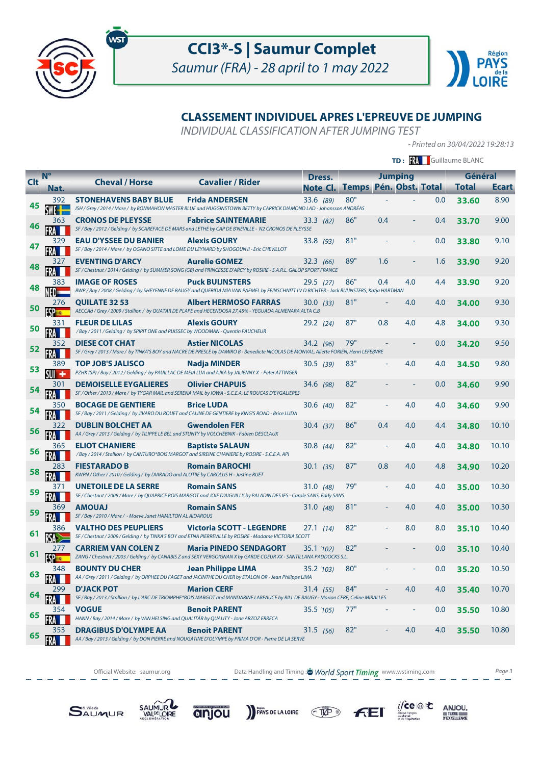# CCI3*-S | Saumur Complet

*Saumur (FRA) - 28 april to 1 may 2022*

## CLASSEMENT INDIVIDUEL APRES L'EPREUVE DE JUMPING

*INDIVIDUAL CLASSIFICATION AFTER JUMPING TEST*

*- Printed on 30/04/2022 19:28:13*

**TD :** FRA Guillaume BLANC

| Clt | N° Nat. | Cheval / Horse | Cavalier / Rider | Dress. Note | Dress. Cl. | Jumping Temps | Jumping Pén. | Jumping Obst. | Jumping Total | Général Total | Général Ecart |
|---|---|---|---|---|---|---|---|---|---|---|---|
| 45 | 392 SWE | **STONEHAVENS BABY BLUE**<br>ISH / Grey / 2014 / Mare / by BONMAHON MASTER BLUE and HUGGINSTOWN BETTY by CARRICK DIAMOND LAD - Johansson ANDRÉAS | **Frida ANDERSEN** | 33.6 | (89) | 80" | - | - | 0.0 | **33.60** | 8.90 |
| 46 | 363 FRA | **CRONOS DE PLEYSSE**<br>SF / Bay / 2012 / Gelding / by SCAREFACE DE MARS and LETHE by CAP DE B'NEVILLE - N2 CRONOS DE PLEYSSE | **Fabrice SAINTEMARIE** | 33.3 | (82) | 86" | 0.4 | - | 0.4 | **33.70** | 9.00 |
| 47 | 329 FRA | **EAU D'YSSEE DU BANIER**<br>SF / Bay / 2014 / Mare / by OGANO SITTE and LOME DU LEYNARD by SHOGOUN II - Eric CHEVILLOT | **Alexis GOURY** | 33.8 | (93) | 81" | - | - | 0.0 | **33.80** | 9.10 |
| 48 | 327 FRA | **EVENTING D'ARCY**<br>SF / Chestnut / 2014 / Gelding / by SUMMER SONG (GB) and PRINCESSE D'ARCY by ROSIRE - S.A.R.L. GALOP SPORT FRANCE | **Aurelie GOMEZ** | 32.3 | (66) | 89" | 1.6 | - | 1.6 | **33.90** | 9.20 |
| 48 | 383 NED | **IMAGE OF ROSES**<br>BWP / Bay / 2008 / Gelding / by SHEYENNE DE BAUGY and QUERIDA MIA VAN PAEMEL by FEINSCHNITT I V D RICHTER - Jack BUIJNSTERS, Katja HARTMAN | **Puck BUIJNSTERS** | 29.5 | (27) | 86" | 0.4 | 4.0 | 4.4 | **33.90** | 9.20 |
| 50 | 276 ESP | **QUILATE 32 53**<br>AECCAá / Grey / 2009 / Stallion / by QUATAR DE PLAPE and HECENDOSA 27,45% - YEGUADA ALMENARA ALTA C.B | **Albert HERMOSO FARRAS** | 30.0 | (33) | 81" | - | 4.0 | 4.0 | **34.00** | 9.30 |
| 50 | 331 FRA | **FLEUR DE LILAS**<br>/ Bay / 2011 / Gelding / by SPIRIT ONE and RUISSEC by WOODMAN - Quentin FAUCHEUR | **Alexis GOURY** | 29.2 | (24) | 87" | 0.8 | 4.0 | 4.8 | **34.00** | 9.30 |
| 52 | 352 FRA | **DIESE COT CHAT**<br>SF / Grey / 2013 / Mare / by TINKA'S BOY and NACRE DE PRESLE by DAMIRO B - Benedicte NICOLAS DE MONVAL, Aliette FORIEN, Henri LEFEBVRE | **Astier NICOLAS** | 34.2 | (96) | 79" | - | - | 0.0 | **34.20** | 9.50 |
| 53 | 389 SUI | **TOP JOB'S JALISCO**<br>PZHK (SP) / Bay / 2012 / Gelding / by PAUILLAC DE MEIA LUA and AJKA by JALIENNY X - Peter ATTINGER | **Nadja MINDER** | 30.5 | (39) | 83" | - | 4.0 | 4.0 | **34.50** | 9.80 |
| 54 | 301 FRA | **DEMOISELLE EYGALIERES**<br>SF / Other / 2013 / Mare / by TYGAR MAIL and SERENA MAIL by IOWA - S.C.E.A. LE ROUCAS D'EYGALIERES | **Olivier CHAPUIS** | 34.6 | (98) | 82" | - | - | 0.0 | **34.60** | 9.90 |
| 54 | 350 FRA | **BOCAGE DE GENTIERE**<br>SF / Bay / 2011 / Gelding / by JIVARO DU ROUET and CALINE DE GENTIERE by KING'S ROAD - Brice LUDA | **Brice LUDA** | 30.6 | (40) | 82" | - | 4.0 | 4.0 | **34.60** | 9.90 |
| 56 | 322 FRA | **DUBLIN BOLCHET AA**<br>AA / Grey / 2013 / Gelding / by TILIPPE LE BEL and STUNTY by VOLCHEBNIK - Fabien DESCLAUX | **Gwendolen FER** | 30.4 | (37) | 86" | 0.4 | 4.0 | 4.4 | **34.80** | 10.10 |
| 56 | 365 FRA | **ELIOT CHANIERE**<br>/ Bay / 2014 / Stallion / by CANTURO*BOIS MARGOT and SIREINE CHANIERE by ROSIRE - S.C.E.A. API | **Baptiste SALAUN** | 30.8 | (44) | 82" | - | 4.0 | 4.0 | **34.80** | 10.10 |
| 58 | 283 FRA | **FIESTARADO B**<br>KWPN / Other / 2010 / Gelding / by DIARADO and ALOTIIE by CAROLUS H - Justine RUET | **Romain BAROCHI** | 30.1 | (35) | 87" | 0.8 | 4.0 | 4.8 | **34.90** | 10.20 |
| 59 | 371 FRA | **UNETOILE DE LA SERRE**<br>SF / Chestnut / 2008 / Mare / by QUAPRICE BOIS MARGOT and JOIE D'AIGUILLY by PALADIN DES IFS - Carole SANS, Eddy SANS | **Romain SANS** | 31.0 | (48) | 79" | - | 4.0 | 4.0 | **35.00** | 10.30 |
| 59 | 369 FRA | **AMOUAJ**<br>SF / Bay / 2010 / Mare / - Maeve Janet HAMILTON AL AIDAROUS | **Romain SANS** | 31.0 | (48) | 81" | - | 4.0 | 4.0 | **35.00** | 10.30 |
| 61 | 386 RSA | **VALTHO DES PEUPLIERS**<br>SF / Chestnut / 2009 / Gelding / by TINKA'S BOY and ETNA PIERREVILLE by ROSIRE - Madame VICTORIA SCOTT | **Victoria SCOTT - LEGENDRE** | 27.1 | (14) | 82" | - | 8.0 | 8.0 | **35.10** | 10.40 |
| 61 | 277 ESP | **CARRIEM VAN COLEN Z**<br>ZANG / Chestnut / 2003 / Gelding / by CANABIS Z and SEXY VERGOIGNAN X by GARDE COEUR XX - SANTILLANA PADDOCKS S.L. | **Maria PINEDO SENDAGORT** | 35.1 | (102) | 82" | - | - | 0.0 | **35.10** | 10.40 |
| 63 | 348 FRA | **BOUNTY DU CHER**<br>AA / Grey / 2011 / Gelding / by ORPHEE DU FAGET and JACINTHE DU CHER by ETALON OR - Jean Philippe LIMA | **Jean Philippe LIMA** | 35.2 | (103) | 80" | - | - | 0.0 | **35.20** | 10.50 |
| 64 | 299 FRA | **D'JACK POT**<br>SF / Bay / 2013 / Stallion / by L'ARC DE TRIOMPHE*BOIS MARGOT and MANDARINE LABEAUCE by BILL DE BAUGY - Marion CERF, Celine MIRALLES | **Marion CERF** | 31.4 | (55) | 84" | - | 4.0 | 4.0 | **35.40** | 10.70 |
| 65 | 354 FRA | **VOGUE**<br>HANN / Bay / 2014 / Mare / by VAN HELSING and QUALITÄR by QUALITY - Jone ARZOZ ERRECA | **Benoit PARENT** | 35.5 | (105) | 77" | - | - | 0.0 | **35.50** | 10.80 |
| 65 | 353 FRA | **DRAGIBUS D'OLYMPE AA**<br>AA / Bay / 2013 / Gelding / by DON PIERRE and NOUGATINE D'OLYMPE by PRIMA D'OR - Pierre DE LA SERVE | **Benoit PARENT** | 31.5 | (56) | 82" | - | 4.0 | 4.0 | **35.50** | 10.80 |

Official Website: saumur.org — Data Handling and Timing: World Sport Timing www.wstiming.com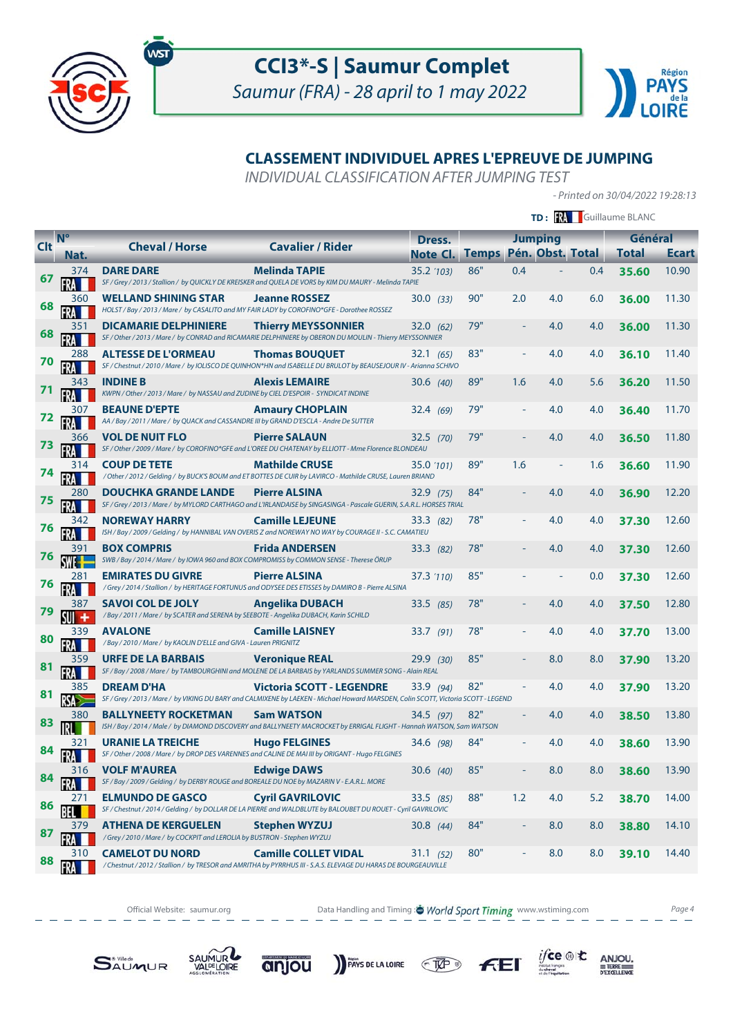# CCI3*-S | Saumur Complet

*Saumur (FRA) - 28 april to 1 may 2022*

## CLASSEMENT INDIVIDUEL APRES L'EPREUVE DE JUMPING

*INDIVIDUAL CLASSIFICATION AFTER JUMPING TEST*

*- Printed on 30/04/2022 19:28:13*

**TD :** FRA Guillaume BLANC

| Clt | N° Nat. | Cheval / Horse | Cavalier / Rider | Dress. Note | Dress. Cl. | Jumping Temps | Jumping Pén. | Jumping Obst. | Jumping Total | Général Total | Général Ecart |
|---|---|---|---|---|---|---|---|---|---|---|---|
| 67 | 374 FRA | **DARE DARE** <br> *SF / Grey / 2013 / Stallion / by QUICKLY DE KREISKER and QUELA DE VORS by KIM DU MAURY - Melinda TAPIE* | **Melinda TAPIE** | 35.2 | (103) | 86" | 0.4 | - | 0.4 | **35.60** | 10.90 |
| 68 | 360 FRA | **WELLAND SHINING STAR** <br> *HOLST / Bay / 2013 / Mare / by CASALITO and MY FAIR LADY by COROFINO*GFE - Dorothee ROSSEZ* | **Jeanne ROSSEZ** | 30.0 | (33) | 90" | 2.0 | 4.0 | 6.0 | **36.00** | 11.30 |
| 68 | 351 FRA | **DICAMARIE DELPHINIERE** <br> *SF / Other / 2013 / Mare / by CONRAD and RICAMARIE DELPHINIERE by OBERON DU MOULIN - Thierry MEYSSONNIER* | **Thierry MEYSSONNIER** | 32.0 | (62) | 79" | - | 4.0 | 4.0 | **36.00** | 11.30 |
| 70 | 288 FRA | **ALTESSE DE L'ORMEAU** <br> *SF / Chestnut / 2010 / Mare / by IOLISCO DE QUINHON*HN and ISABELLE DU BRULOT by BEAUSEJOUR IV - Arianna SCHIVO* | **Thomas BOUQUET** | 32.1 | (65) | 83" | - | 4.0 | 4.0 | **36.10** | 11.40 |
| 71 | 343 FRA | **INDINE B** <br> *KWPN / Other / 2013 / Mare / by NASSAU and ZUDINE by CIEL D'ESPOIR - SYNDICAT INDINE* | **Alexis LEMAIRE** | 30.6 | (40) | 89" | 1.6 | 4.0 | 5.6 | **36.20** | 11.50 |
| 72 | 307 FRA | **BEAUNE D'EPTE** <br> *AA / Bay / 2011 / Mare / by QUACK and CASSANDRE III by GRAND D'ESCLA - Andre De SUTTER* | **Amaury CHOPLAIN** | 32.4 | (69) | 79" | - | 4.0 | 4.0 | **36.40** | 11.70 |
| 73 | 366 FRA | **VOL DE NUIT FLO** <br> *SF / Other / 2009 / Mare / by COROFINO*GFE and L'OREE DU CHATENAY by ELLIOTT - Mme Florence BLONDEAU* | **Pierre SALAUN** | 32.5 | (70) | 79" | - | 4.0 | 4.0 | **36.50** | 11.80 |
| 74 | 314 FRA | **COUP DE TETE** <br> */ Other / 2012 / Gelding / by BUCK'S BOUM and ET BOTTES DE CUIR by LAVIRCO - Mathilde CRUSE, Lauren BRIAND* | **Mathilde CRUSE** | 35.0 | (101) | 89" | 1.6 | - | 1.6 | **36.60** | 11.90 |
| 75 | 280 FRA | **DOUCHKA GRANDE LANDE** <br> *SF / Grey / 2013 / Mare / by MYLORD CARTHAGO and L'IRLANDAISE by SINGASINGA - Pascale GUERIN, S.A.R.L. HORSES TRIAL* | **Pierre ALSINA** | 32.9 | (75) | 84" | - | 4.0 | 4.0 | **36.90** | 12.20 |
| 76 | 342 FRA | **NOREWAY HARRY** <br> *ISH / Bay / 2009 / Gelding / by HANNIBAL VAN OVERIS Z and NOREWAY NO WAY by COURAGE II - S.C. CAMATIEU* | **Camille LEJEUNE** | 33.3 | (82) | 78" | - | 4.0 | 4.0 | **37.30** | 12.60 |
| 76 | 391 SWE | **BOX COMPRIS** <br> *SWB / Bay / 2014 / Mare / by IOWA 960 and BOX COMPROMISS by COMMON SENSE - Therese ÖRUP* | **Frida ANDERSEN** | 33.3 | (82) | 78" | - | 4.0 | 4.0 | **37.30** | 12.60 |
| 76 | 281 FRA | **EMIRATES DU GIVRE** <br> */ Grey / 2014 / Stallion / by HERITAGE FORTUNUS and ODYSEE DES ETISSES by DAMIRO B - Pierre ALSINA* | **Pierre ALSINA** | 37.3 | (110) | 85" | - | - | 0.0 | **37.30** | 12.60 |
| 79 | 387 SUI | **SAVOI COL DE JOLY** <br> */ Bay / 2011 / Mare / by SCATER and SERENA by SEEBOTE - Angelika DUBACH, Karin SCHILD* | **Angelika DUBACH** | 33.5 | (85) | 78" | - | 4.0 | 4.0 | **37.50** | 12.80 |
| 80 | 339 FRA | **AVALONE** <br> */ Bay / 2010 / Mare / by KAOLIN D'ELLE and GIVA - Lauren PRIGNITZ* | **Camille LAISNEY** | 33.7 | (91) | 78" | - | 4.0 | 4.0 | **37.70** | 13.00 |
| 81 | 359 FRA | **URFE DE LA BARBAIS** <br> *SF / Bay / 2008 / Mare / by TAMBOURGHINI and MOLENE DE LA BARBAIS by YARLANDS SUMMER SONG - Alain REAL* | **Veronique REAL** | 29.9 | (30) | 85" | - | 8.0 | 8.0 | **37.90** | 13.20 |
| 81 | 385 RSA | **DREAM D'HA** <br> *SF / Grey / 2013 / Mare / by VIKING DU BARY and CALMIXENE by LAEKEN - Michael Howard MARSDEN, Colin SCOTT, Victoria SCOTT - LEGEND* | **Victoria SCOTT - LEGENDRE** | 33.9 | (94) | 82" | - | 4.0 | 4.0 | **37.90** | 13.20 |
| 83 | 380 IRL | **BALLYNEETY ROCKETMAN** <br> *ISH / Bay / 2014 / Male / by DIAMOND DISCOVERY and BALLYNEETY MACROCKET by ERRIGAL FLIGHT - Hannah WATSON, Sam WATSON* | **Sam WATSON** | 34.5 | (97) | 82" | - | 4.0 | 4.0 | **38.50** | 13.80 |
| 84 | 321 FRA | **URANIE LA TREICHE** <br> *SF / Other / 2008 / Mare / by DROP DES VARENNES and CALINE DE MAI III by ORIGANT - Hugo FELGINES* | **Hugo FELGINES** | 34.6 | (98) | 84" | - | 4.0 | 4.0 | **38.60** | 13.90 |
| 84 | 316 FRA | **VOLF M'AUREA** <br> *SF / Bay / 2009 / Gelding / by DERBY ROUGE and BOREALE DU NOE by MAZARIN V - E.A.R.L. MORE* | **Edwige DAWS** | 30.6 | (40) | 85" | - | 8.0 | 8.0 | **38.60** | 13.90 |
| 86 | 271 BEL | **ELMUNDO DE GASCO** <br> *SF / Chestnut / 2014 / Gelding / by DOLLAR DE LA PIERRE and WALDBLUTE by BALOUBET DU ROUET - Cyril GAVRILOVIC* | **Cyril GAVRILOVIC** | 33.5 | (85) | 88" | 1.2 | 4.0 | 5.2 | **38.70** | 14.00 |
| 87 | 379 FRA | **ATHENA DE KERGUELEN** <br> */ Grey / 2010 / Mare / by COCKPIT and LEROLIA by BUSTRON - Stephen WYZUJ* | **Stephen WYZUJ** | 30.8 | (44) | 84" | - | 8.0 | 8.0 | **38.80** | 14.10 |
| 88 | 310 FRA | **CAMELOT DU NORD** <br> */ Chestnut / 2012 / Stallion / by TRESOR and AMRITHA by PYRRHUS III - S.A.S. ELEVAGE DU HARAS DE BOURGEAUVILLE* | **Camille COLLET VIDAL** | 31.1 | (52) | 80" | - | 8.0 | 8.0 | **39.10** | 14.40 |

Official Website: saumur.org — Data Handling and Timing: World Sport Timing www.wstiming.com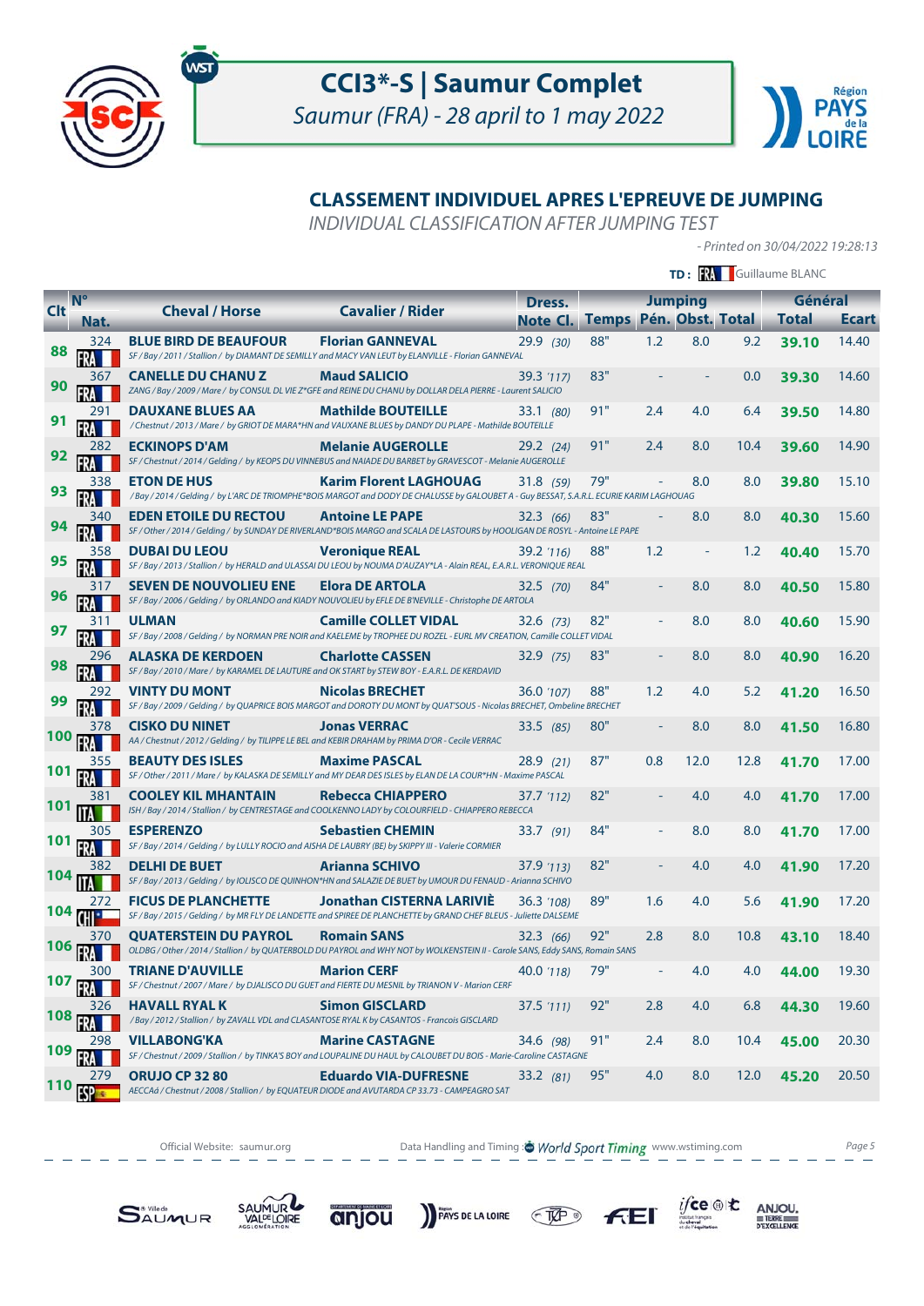# CCI3*-S | Saumur Complet

*Saumur (FRA) - 28 april to 1 may 2022*

## CLASSEMENT INDIVIDUEL APRES L'EPREUVE DE JUMPING

*INDIVIDUAL CLASSIFICATION AFTER JUMPING TEST*

*- Printed on 30/04/2022 19:28:13*

**TD:** FRA Guillaume BLANC

| Clt | N° Nat. | Cheval / Horse | Cavalier / Rider | Dress. Note Cl. | Jumping Temps | Jumping Pén. | Jumping Obst. | Jumping Total | Général Total | Général Ecart |
|---|---|---|---|---|---|---|---|---|---|---|
| 88 | 324 FRA | **BLUE BIRD DE BEAUFOUR** SF / Bay / 2011 / Stallion / by DIAMANT DE SEMILLY and MACY VAN LEUT by ELANVILLE - Florian GANNEVAL | **Florian GANNEVAL** | 29.9 (30) | 88" | 1.2 | 8.0 | 9.2 | **39.10** | 14.40 |
| 90 | 367 FRA | **CANELLE DU CHANU Z** ZANG / Bay / 2009 / Mare / by CONSUL DL VIE Z*GFE and REINE DU CHANU by DOLLAR DELA PIERRE - Laurent SALICIO | **Maud SALICIO** | 39.3 (117) | 83" | - | - | 0.0 | **39.30** | 14.60 |
| 91 | 291 FRA | **DAUXANE BLUES AA** / Chestnut / 2013 / Mare / by GRIOT DE MARA*HN and VAUXANE BLUES by DANDY DU PLAPE - Mathilde BOUTEILLE | **Mathilde BOUTEILLE** | 33.1 (80) | 91" | 2.4 | 4.0 | 6.4 | **39.50** | 14.80 |
| 92 | 282 FRA | **ECKINOPS D'AM** SF / Chestnut / 2014 / Gelding / by KEOPS DU VINNEBUS and NAIADE DU BARBET by GRAVESCOT - Melanie AUGEROLLE | **Melanie AUGEROLLE** | 29.2 (24) | 91" | 2.4 | 8.0 | 10.4 | **39.60** | 14.90 |
| 93 | 338 FRA | **ETON DE HUS** / Bay / 2014 / Gelding / by L'ARC DE TRIOMPHE*BOIS MARGOT and DODY DE CHALUSSE by GALOUBET A - Guy BESSAT, S.A.R.L. ECURIE KARIM LAGHOUAG | **Karim Florent LAGHOUAG** | 31.8 (59) | 79" | - | 8.0 | 8.0 | **39.80** | 15.10 |
| 94 | 340 FRA | **EDEN ETOILE DU RECTOU** SF / Other / 2014 / Gelding / by SUNDAY DE RIVERLAND*BOIS MARGO and SCALA DE LASTOURS by HOOLIGAN DE ROSYL - Antoine LE PAPE | **Antoine LE PAPE** | 32.3 (66) | 83" | - | 8.0 | 8.0 | **40.30** | 15.60 |
| 95 | 358 FRA | **DUBAI DU LEOU** SF / Bay / 2013 / Stallion / by HERALD and ULASSAI DU LEOU by NOUMA D'AUZAY*LA - Alain REAL, E.A.R.L. VERONIQUE REAL | **Veronique REAL** | 39.2 (116) | 88" | 1.2 | - | 1.2 | **40.40** | 15.70 |
| 96 | 317 FRA | **SEVEN DE NOUVOLIEU ENE** SF / Bay / 2006 / Gelding / by ORLANDO and KIADY NOUVOLIEU by EFLE DE B'NEVILLE - Christophe DE ARTOLA | **Elora DE ARTOLA** | 32.5 (70) | 84" | - | 8.0 | 8.0 | **40.50** | 15.80 |
| 97 | 311 FRA | **ULMAN** SF / Bay / 2008 / Gelding / by NORMAN PRE NOIR and KAELEME by TROPHEE DU ROZEL - EURL MV CREATION, Camille COLLET VIDAL | **Camille COLLET VIDAL** | 32.6 (73) | 82" | - | 8.0 | 8.0 | **40.60** | 15.90 |
| 98 | 296 FRA | **ALASKA DE KERDOEN** SF / Bay / 2010 / Mare / by KARAMEL DE LAUTURE and OK START by STEW BOY - E.A.R.L. DE KERDAVID | **Charlotte CASSEN** | 32.9 (75) | 83" | - | 8.0 | 8.0 | **40.90** | 16.20 |
| 99 | 292 FRA | **VINTY DU MONT** SF / Bay / 2009 / Gelding / by QUAPRICE BOIS MARGOT and DOROTY DU MONT by QUAT'SOUS - Nicolas BRECHET, Ombeline BRECHET | **Nicolas BRECHET** | 36.0 (107) | 88" | 1.2 | 4.0 | 5.2 | **41.20** | 16.50 |
| 100 | 378 FRA | **CISKO DU NINET** AA / Chestnut / 2012 / Gelding / by TILIPPE LE BEL and KEBIR DRAHAM by PRIMA D'OR - Cecile VERRAC | **Jonas VERRAC** | 33.5 (85) | 80" | - | 8.0 | 8.0 | **41.50** | 16.80 |
| 101 | 355 FRA | **BEAUTY DES ISLES** SF / Other / 2011 / Mare / by KALASKA DE SEMILLY and MY DEAR DES ISLES by ELAN DE LA COUR*HN - Maxime PASCAL | **Maxime PASCAL** | 28.9 (21) | 87" | 0.8 | 12.0 | 12.8 | **41.70** | 17.00 |
| 101 | 381 ITA | **COOLEY KIL MHANTAIN** ISH / Bay / 2014 / Stallion / by CENTRESTAGE and COOLKENNO LADY by COLOURFIELD - CHIAPPERO REBECCA | **Rebecca CHIAPPERO** | 37.7 (112) | 82" | - | 4.0 | 4.0 | **41.70** | 17.00 |
| 101 | 305 FRA | **ESPERENZO** SF / Bay / 2014 / Gelding / by LULLY ROCIO and AISHA DE LAUBRY (BE) by SKIPPY III - Valerie CORMIER | **Sebastien CHEMIN** | 33.7 (91) | 84" | - | 8.0 | 8.0 | **41.70** | 17.00 |
| 104 | 382 ITA | **DELHI DE BUET** SF / Bay / 2013 / Gelding / by IOLISCO DE QUINHON*HN and SALAZIE DE BUET by UMOUR DU FENAUD - Arianna SCHIVO | **Arianna SCHIVO** | 37.9 (113) | 82" | - | 4.0 | 4.0 | **41.90** | 17.20 |
| 104 | 272 CHI | **FICUS DE PLANCHETTE** SF / Bay / 2015 / Gelding / by MR FLY DE LANDETTE and SPIREE DE PLANCHETTE by GRAND CHEF BLEUS - Juliette DALSEME | **Jonathan CISTERNA LARIVIÈ** | 36.3 (108) | 89" | 1.6 | 4.0 | 5.6 | **41.90** | 17.20 |
| 106 | 370 FRA | **QUATERSTEIN DU PAYROL** OLDBG / Other / 2014 / Stallion / by QUATERBOLD DU PAYROL and WHY NOT by WOLKENSTEIN II - Carole SANS, Eddy SANS, Romain SANS | **Romain SANS** | 32.3 (66) | 92" | 2.8 | 8.0 | 10.8 | **43.10** | 18.40 |
| 107 | 300 FRA | **TRIANE D'AUVILLE** SF / Chestnut / 2007 / Mare / by DJALISCO DU GUET and FIERTE DU MESNIL by TRIANON V - Marion CERF | **Marion CERF** | 40.0 (118) | 79" | - | 4.0 | 4.0 | **44.00** | 19.30 |
| 108 | 326 FRA | **HAVALL RYAL K** / Bay / 2012 / Stallion / by ZAVALL VDL and CLASANTOSE RYAL K by CASANTOS - Francois GISCLARD | **Simon GISCLARD** | 37.5 (111) | 92" | 2.8 | 4.0 | 6.8 | **44.30** | 19.60 |
| 109 | 298 FRA | **VILLABONG'KA** SF / Chestnut / 2009 / Stallion / by TINKA'S BOY and LOUPALINE DU HAUL by CALOUBET DU BOIS - Marie-Caroline CASTAGNE | **Marine CASTAGNE** | 34.6 (98) | 91" | 2.4 | 8.0 | 10.4 | **45.00** | 20.30 |
| 110 | 279 ESP | **ORUJO CP 32 80** AECCAá / Chestnut / 2008 / Stallion / by EQUATEUR DIODE and AVUTARDA CP 33.73 - CAMPEAGRO SAT | **Eduardo VIA-DUFRESNE** | 33.2 (81) | 95" | 4.0 | 8.0 | 12.0 | **45.20** | 20.50 |

Official Website: saumur.org — Data Handling and Timing: World Sport Timing www.wstiming.com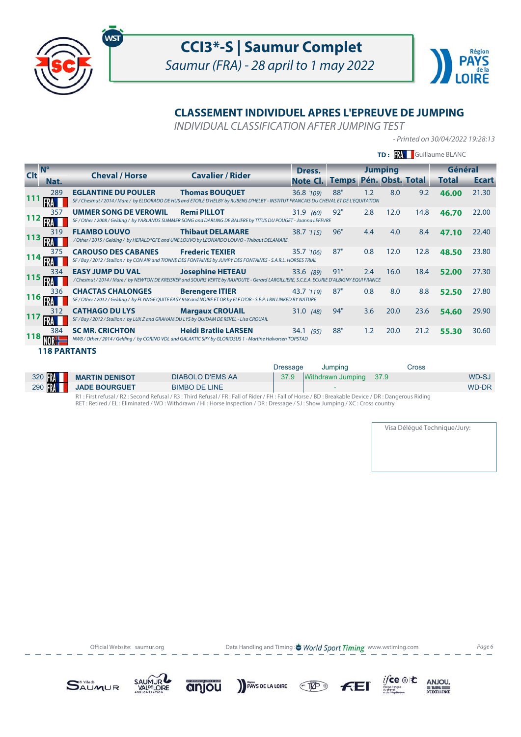# CCI3*-S | Saumur Complet

*Saumur (FRA) - 28 april to 1 may 2022*

## CLASSEMENT INDIVIDUEL APRES L'EPREUVE DE JUMPING

*INDIVIDUAL CLASSIFICATION AFTER JUMPING TEST*

*- Printed on 30/04/2022 19:28:13*

**TD :** FRA Guillaume BLANC

| Clt | N° Nat. | Cheval / Horse | Cavalier / Rider | Dress. Note | Cl. | Jumping Temps | Pén. | Obst. | Total | Général Total | Ecart |
|---|---|---|---|---|---|---|---|---|---|---|---|
| 111 | 289 FRA | **EGLANTINE DU POULER**<br>SF / Chestnut / 2014 / Mare / by ELDORADO DE HUS and ETOILE D'HELBY by RUBENS D'HELBY - INSTITUT FRANCAIS DU CHEVAL ET DE L'EQUITATION | **Thomas BOUQUET** | 36.8 | (109) | 88" | 1.2 | 8.0 | 9.2 | **46.00** | 21.30 |
| 112 | 357 FRA | **UMMER SONG DE VEROWIL**<br>SF / Other / 2008 / Gelding / by YARLANDS SUMMER SONG and DARLING DE BALIERE by TITUS DU POUGET - Joanna LEFEVRE | **Remi PILLOT** | 31.9 | (60) | 92" | 2.8 | 12.0 | 14.8 | **46.70** | 22.00 |
| 113 | 319 FRA | **FLAMBO LOUVO**<br>/ Other / 2015 / Gelding / by HERALD*GFE and UNE LOUVO by LEONARDO LOUVO - Thibaut DELAMARE | **Thibaut DELAMARE** | 38.7 | (115) | 96" | 4.4 | 4.0 | 8.4 | **47.10** | 22.40 |
| 114 | 375 FRA | **CAROUSO DES CABANES**<br>SF / Bay / 2012 / Stallion / by CON AIR and TIONNE DES FONTAINES by JUMPY DES FONTAINES - S.A.R.L. HORSES TRIAL | **Frederic TEXIER** | 35.7 | (106) | 87" | 0.8 | 12.0 | 12.8 | **48.50** | 23.80 |
| 115 | 334 FRA | **EASY JUMP DU VAL**<br>/ Chestnut / 2014 / Mare / by NEWTON DE KREISKER and SOURIS VERTE by RAJPOUTE - Gerard LARGILLIERE, S.C.E.A. ECURIE D'ALBIGNY EQUI FRANCE | **Josephine HETEAU** | 33.6 | (89) | 91" | 2.4 | 16.0 | 18.4 | **52.00** | 27.30 |
| 116 | 336 FRA | **CHACTAS CHALONGES**<br>SF / Other / 2012 / Gelding / by FLYINGE QUITE EASY 958 and NOIRE ET OR by ELF D'OR - S.E.P. LBN LINKED BY NATURE | **Berengere ITIER** | 43.7 | (119) | 87" | 0.8 | 8.0 | 8.8 | **52.50** | 27.80 |
| 117 | 312 FRA | **CATHAGO DU LYS**<br>SF / Bay / 2012 / Stallion / by LUX Z and GRAHAM DU LYS by QUIDAM DE REVEL - Lisa CROUAIL | **Margaux CROUAIL** | 31.0 | (48) | 94" | 3.6 | 20.0 | 23.6 | **54.60** | 29.90 |
| 118 | 384 NOR | **SC MR. CRICHTON**<br>NWB / Other / 2014 / Gelding / by CORINO VDL and GALAKTIC SPY by GLORIOSUS 1 - Martine Halvorsen TOPSTAD | **Heidi Bratlie LARSEN** | 34.1 | (95) | 88" | 1.2 | 20.0 | 21.2 | **55.30** | 30.60 |

**118 PARTANTS**

| N° Nat. | Rider | Horse | Dressage | Jumping | | Cross | |
|---|---|---|---|---|---|---|---|
| 320 FRA | **MARTIN DENISOT** | DIABOLO D'EMS AA | 37.9 | Withdrawn Jumping | 37.9 | | WD-SJ |
| 290 FRA | **JADE BOURGUET** | BIMBO DE LINE | | - | | | WD-DR |

R1 : First refusal / R2 : Second Refusal / R3 : Third Refusal / FR : Fall of Rider / FH : Fall of Horse / BD : Breakable Device / DR : Dangerous Riding
RET : Retired / EL : Eliminated / WD : Withdrawn / HI : Horse Inspection / DR : Dressage / SJ : Show Jumping / XC : Cross country

Visa Délégué Technique/Jury:

Official Website: saumur.org — Data Handling and Timing : World Sport Timing www.wstiming.com